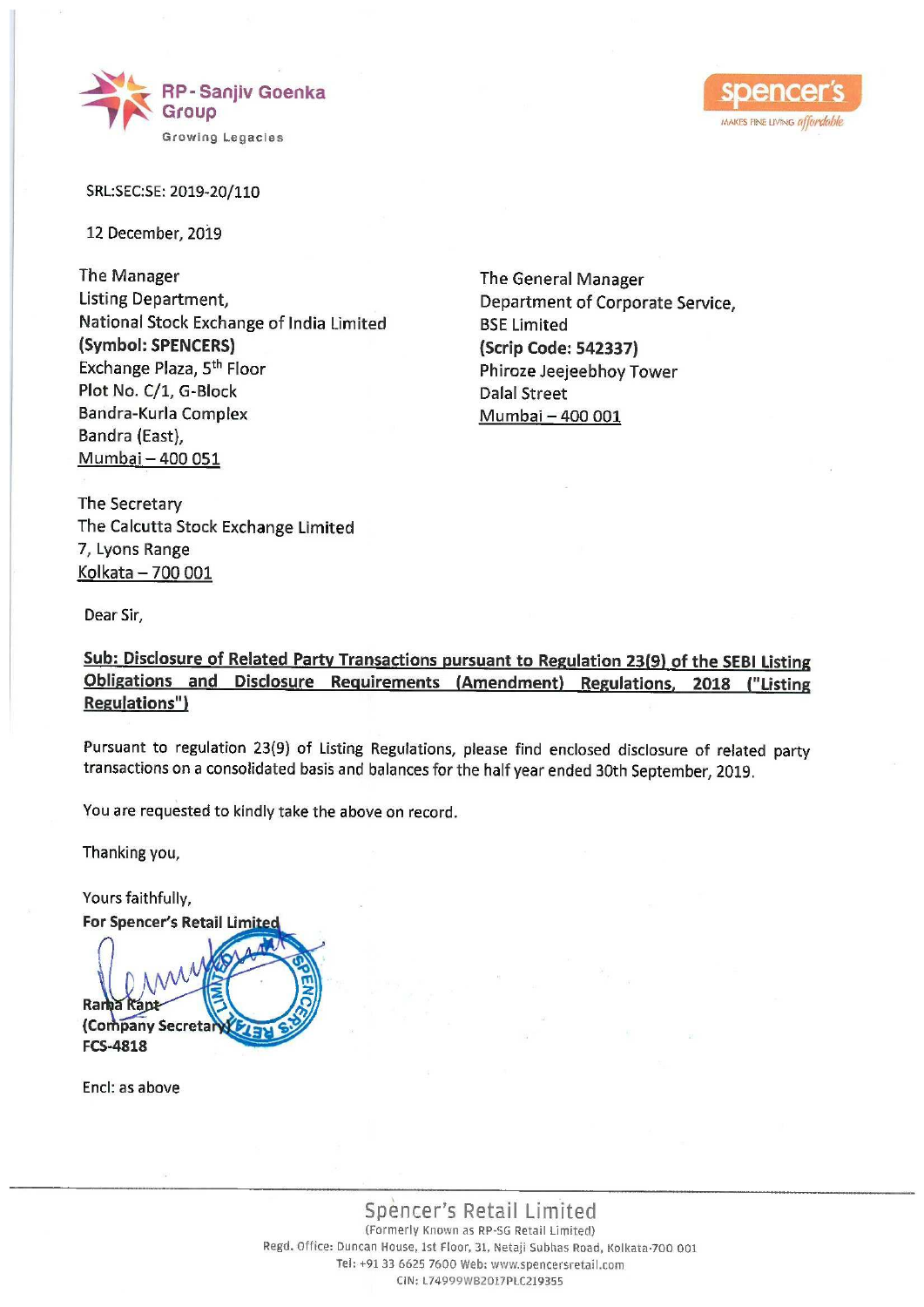RP - Sanjiv Goenka Group
Growing Legacies

spencer's
MAKES FINE LIVING *affordable*

SRL:SEC:SE: 2019-20/110

12 December, 2019

The Manager
Listing Department,
National Stock Exchange of India Limited
**(Symbol: SPENCERS)**
Exchange Plaza, 5th Floor
Plot No. C/1, G-Block
Bandra-Kurla Complex
Bandra (East),
Mumbai – 400 051

The General Manager
Department of Corporate Service,
BSE Limited
**(Scrip Code: 542337)**
Phiroze Jeejeebhoy Tower
Dalal Street
Mumbai – 400 001

The Secretary
The Calcutta Stock Exchange Limited
7, Lyons Range
Kolkata – 700 001

Dear Sir,

**Sub: Disclosure of Related Party Transactions pursuant to Regulation 23(9) of the SEBI Listing Obligations and Disclosure Requirements (Amendment) Regulations, 2018 ("Listing Regulations")**

Pursuant to regulation 23(9) of Listing Regulations, please find enclosed disclosure of related party transactions on a consolidated basis and balances for the half year ended 30th September, 2019.

You are requested to kindly take the above on record.

Thanking you,

Yours faithfully,
**For Spencer's Retail Limited**

**Rama Kant**
**(Company Secretary)**
**FCS-4818**

Encl: as above

Spencer's Retail Limited
(Formerly Known as RP-SG Retail Limited)
Regd. Office: Duncan House, 1st Floor, 31, Netaji Subhas Road, Kolkata-700 001
Tel: +91 33 6625 7600 Web: www.spencersretail.com
CIN: L74999WB2017PLC219355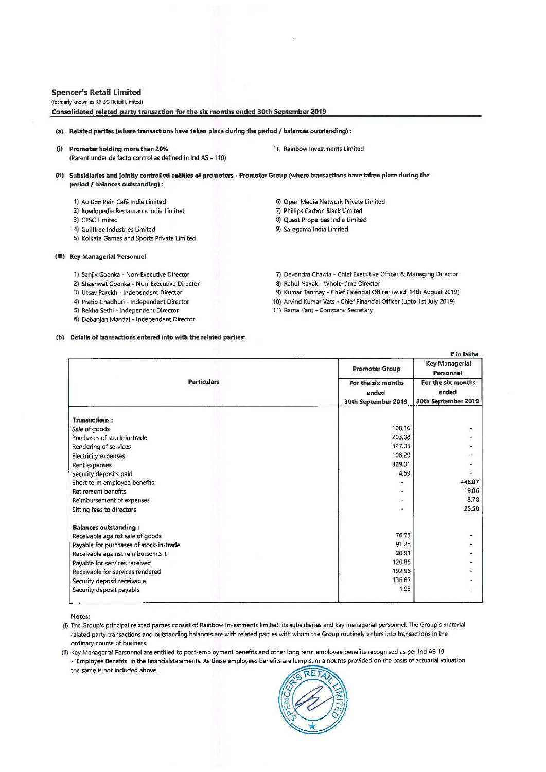## Spencer's Retail Limited

(formerly known as RP-SG Retail Limited)

**Consolidated related party transaction for the six months ended 30th September 2019**

**(a) Related parties (where transactions have taken place during the period / balances outstanding) :**

**(i) Promoter holding more than 20%**
(Parent under de facto control as defined in Ind AS - 110)

1) Rainbow Investments Limited

**(ii) Subsidiaries and jointly controlled entities of promoters - Promoter Group (where transactions have taken place during the period / balances outstanding) :**

1) Au Bon Pain Café India Limited
2) Bowlopedia Restaurants India Limited
3) CESC Limited
4) Guiltfree Industries Limited
5) Kolkata Games and Sports Private Limited
6) Open Media Network Private Limited
7) Phillips Carbon Black Limited
8) Quest Properties India Limited
9) Saregama India Limited

**(iii) Key Managerial Personnel**

1) Sanjiv Goenka - Non-Executive Director
2) Shashwat Goenka - Non-Executive Director
3) Utsav Parekh - Independent Director
4) Pratip Chadhuri - Independent Director
5) Rekha Sethi - Independent Director
6) Debanjan Mandal - Independent Director
7) Devendra Chawla - Chief Executive Officer & Managing Director
8) Rahul Nayak - Whole-time Director
9) Kumar Tanmay - Chief Financial Officer (w.e.f. 14th August 2019)
10) Arvind Kumar Vats - Chief Financial Officer (upto 1st July 2019)
11) Rama Kant - Company Secretary

**(b) Details of transactions entered into with the related parties:**

₹ in lakhs

| Particulars | Promoter Group | Key Managerial Personnel |
|---|---|---|
| | For the six months ended 30th September 2019 | For the six months ended 30th September 2019 |
| **Transactions :** | | |
| Sale of goods | 108.16 | - |
| Purchases of stock-in-trade | 203.08 | - |
| Rendering of services | 527.05 | - |
| Electricity expenses | 108.29 | - |
| Rent expenses | 329.01 | - |
| Security deposits paid | 4.59 | - |
| Short term employee benefits | - | 446.07 |
| Retirement benefits | - | 19.06 |
| Reimbursement of expenses | - | 8.78 |
| Sitting fees to directors | - | 25.50 |
| **Balances outstanding :** | | |
| Receivable against sale of goods | 76.75 | - |
| Payable for purchases of stock-in-trade | 91.28 | - |
| Receivable against reimbursement | 20.91 | - |
| Payable for services received | 120.85 | - |
| Receivable for services rendered | 192.96 | - |
| Security deposit receivable | 136.83 | - |
| Security deposit payable | 1.93 | - |

**Notes:**

(i) The Group's principal related parties consist of Rainbow Investments limited, its subsidiaries and key managerial personnel. The Group's material related party transactions and outstanding balances are with related parties with whom the Group routinely enters into transactions in the ordinary course of business.

(ii) Key Managerial Personnel are entitled to post-employment benefits and other long term employee benefits recognised as per Ind AS 19 - 'Employee Benefits' in the financialstatements. As these employees benefits are lump sum amounts provided on the basis of actuarial valuation the same is not included above.